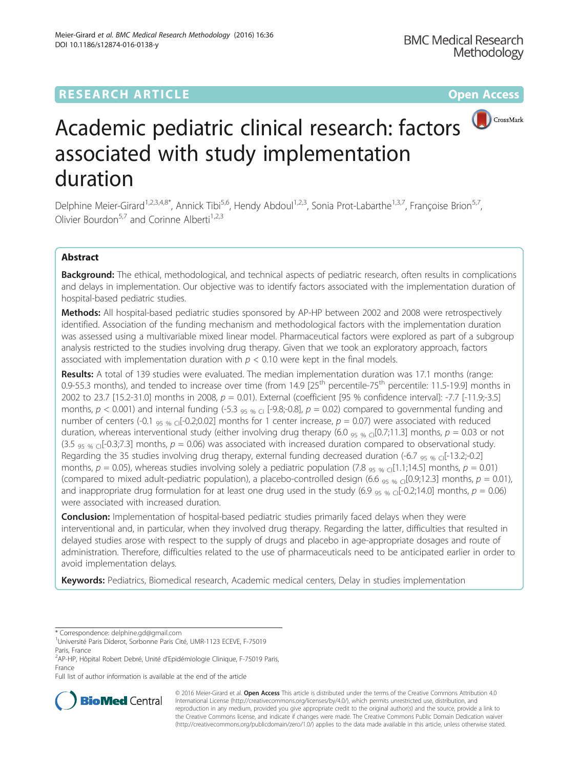RESEARCH ARTICLE

Open Access

# Academic pediatric clinical research: factors associated with study implementation duration

Delphine Meier-Girard[1,2,3,4,8*], Annick Tibi[5,6], Hendy Abdoul[1,2,3], Sonia Prot-Labarthe[1,3,7], Françoise Brion[5,7], Olivier Bourdon[5,7] and Corinne Alberti[1,2,3]

## Abstract

**Background:** The ethical, methodological, and technical aspects of pediatric research, often results in complications and delays in implementation. Our objective was to identify factors associated with the implementation duration of hospital-based pediatric studies.

**Methods:** All hospital-based pediatric studies sponsored by AP-HP between 2002 and 2008 were retrospectively identified. Association of the funding mechanism and methodological factors with the implementation duration was assessed using a multivariable mixed linear model. Pharmaceutical factors were explored as part of a subgroup analysis restricted to the studies involving drug therapy. Given that we took an exploratory approach, factors associated with implementation duration with $p < 0.10$ were kept in the final models.

**Results:** A total of 139 studies were evaluated. The median implementation duration was 17.1 months (range: 0.9-55.3 months), and tended to increase over time (from 14.9 [25th percentile-75th percentile: 11.5-19.9] months in 2002 to 23.7 [15.2-31.0] months in 2008, $p = 0.01$). External (coefficient [95 % confidence interval]: -7.7 [-11.9;-3.5] months, $p < 0.001$) and internal funding (-5.3 $_{95\ \%\ CI}$ [-9.8;-0.8], $p = 0.02$) compared to governmental funding and number of centers (-0.1 $_{95\ \%\ CI}$[-0.2;0.02] months for 1 center increase, $p = 0.07$) were associated with reduced duration, whereas interventional study (either involving drug therapy (6.0 $_{95\ \%\ CI}$[0.7;11.3] months, $p = 0.03$ or not (3.5 $_{95\ \%\ CI}$[-0.3;7.3] months, $p = 0.06$) was associated with increased duration compared to observational study. Regarding the 35 studies involving drug therapy, external funding decreased duration (-6.7 $_{95\ \%\ CI}$[-13.2;-0.2] months, $p = 0.05$), whereas studies involving solely a pediatric population (7.8 $_{95\ \%\ CI}$[1.1;14.5] months, $p = 0.01$) (compared to mixed adult-pediatric population), a placebo-controlled design (6.6 $_{95\ \%\ CI}$[0.9;12.3] months, $p = 0.01$), and inappropriate drug formulation for at least one drug used in the study (6.9 $_{95\ \%\ CI}$[-0.2;14.0] months, $p = 0.06$) were associated with increased duration.

**Conclusion:** Implementation of hospital-based pediatric studies primarily faced delays when they were interventional and, in particular, when they involved drug therapy. Regarding the latter, difficulties that resulted in delayed studies arose with respect to the supply of drugs and placebo in age-appropriate dosages and route of administration. Therefore, difficulties related to the use of pharmaceuticals need to be anticipated earlier in order to avoid implementation delays.

**Keywords:** Pediatrics, Biomedical research, Academic medical centers, Delay in studies implementation

---

* Correspondence: delphine.gd@gmail.com
[1]Université Paris Diderot, Sorbonne Paris Cité, UMR-1123 ECEVE, F-75019 Paris, France
[2]AP-HP, Hôpital Robert Debré, Unité d'Epidémiologie Clinique, F-75019 Paris, France
Full list of author information is available at the end of the article

© 2016 Meier-Girard et al. **Open Access** This article is distributed under the terms of the Creative Commons Attribution 4.0 International License (http://creativecommons.org/licenses/by/4.0/), which permits unrestricted use, distribution, and reproduction in any medium, provided you give appropriate credit to the original author(s) and the source, provide a link to the Creative Commons license, and indicate if changes were made. The Creative Commons Public Domain Dedication waiver (http://creativecommons.org/publicdomain/zero/1.0/) applies to the data made available in this article, unless otherwise stated.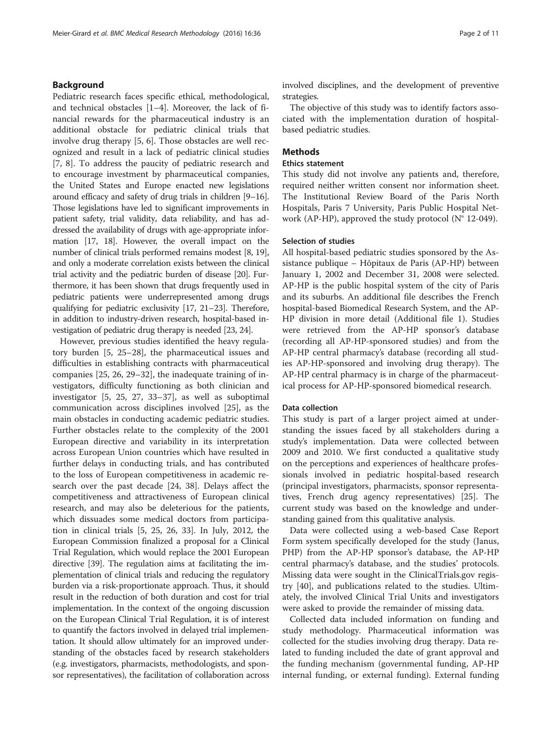## Background

Pediatric research faces specific ethical, methodological, and technical obstacles [1–4]. Moreover, the lack of financial rewards for the pharmaceutical industry is an additional obstacle for pediatric clinical trials that involve drug therapy [5, 6]. Those obstacles are well recognized and result in a lack of pediatric clinical studies [7, 8]. To address the paucity of pediatric research and to encourage investment by pharmaceutical companies, the United States and Europe enacted new legislations around efficacy and safety of drug trials in children [9–16]. Those legislations have led to significant improvements in patient safety, trial validity, data reliability, and has addressed the availability of drugs with age-appropriate information [17, 18]. However, the overall impact on the number of clinical trials performed remains modest [8, 19], and only a moderate correlation exists between the clinical trial activity and the pediatric burden of disease [20]. Furthermore, it has been shown that drugs frequently used in pediatric patients were underrepresented among drugs qualifying for pediatric exclusivity [17, 21–23]. Therefore, in addition to industry-driven research, hospital-based investigation of pediatric drug therapy is needed [23, 24].

However, previous studies identified the heavy regulatory burden [5, 25–28], the pharmaceutical issues and difficulties in establishing contracts with pharmaceutical companies [25, 26, 29–32], the inadequate training of investigators, difficulty functioning as both clinician and investigator [5, 25, 27, 33–37], as well as suboptimal communication across disciplines involved [25], as the main obstacles in conducting academic pediatric studies. Further obstacles relate to the complexity of the 2001 European directive and variability in its interpretation across European Union countries which have resulted in further delays in conducting trials, and has contributed to the loss of European competitiveness in academic research over the past decade [24, 38]. Delays affect the competitiveness and attractiveness of European clinical research, and may also be deleterious for the patients, which dissuades some medical doctors from participation in clinical trials [5, 25, 26, 33]. In July, 2012, the European Commission finalized a proposal for a Clinical Trial Regulation, which would replace the 2001 European directive [39]. The regulation aims at facilitating the implementation of clinical trials and reducing the regulatory burden via a risk-proportionate approach. Thus, it should result in the reduction of both duration and cost for trial implementation. In the context of the ongoing discussion on the European Clinical Trial Regulation, it is of interest to quantify the factors involved in delayed trial implementation. It should allow ultimately for an improved understanding of the obstacles faced by research stakeholders (e.g. investigators, pharmacists, methodologists, and sponsor representatives), the facilitation of collaboration across involved disciplines, and the development of preventive strategies.

The objective of this study was to identify factors associated with the implementation duration of hospital-based pediatric studies.

## Methods

### Ethics statement

This study did not involve any patients and, therefore, required neither written consent nor information sheet. The Institutional Review Board of the Paris North Hospitals, Paris 7 University, Paris Public Hospital Network (AP-HP), approved the study protocol (N° 12-049).

### Selection of studies

All hospital-based pediatric studies sponsored by the Assistance publique – Hôpitaux de Paris (AP-HP) between January 1, 2002 and December 31, 2008 were selected. AP-HP is the public hospital system of the city of Paris and its suburbs. An additional file describes the French hospital-based Biomedical Research System, and the AP-HP division in more detail (Additional file 1). Studies were retrieved from the AP-HP sponsor's database (recording all AP-HP-sponsored studies) and from the AP-HP central pharmacy's database (recording all studies AP-HP-sponsored and involving drug therapy). The AP-HP central pharmacy is in charge of the pharmaceutical process for AP-HP-sponsored biomedical research.

### Data collection

This study is part of a larger project aimed at understanding the issues faced by all stakeholders during a study's implementation. Data were collected between 2009 and 2010. We first conducted a qualitative study on the perceptions and experiences of healthcare professionals involved in pediatric hospital-based research (principal investigators, pharmacists, sponsor representatives, French drug agency representatives) [25]. The current study was based on the knowledge and understanding gained from this qualitative analysis.

Data were collected using a web-based Case Report Form system specifically developed for the study (Janus, PHP) from the AP-HP sponsor's database, the AP-HP central pharmacy's database, and the studies' protocols. Missing data were sought in the ClinicalTrials.gov registry [40], and publications related to the studies. Ultimately, the involved Clinical Trial Units and investigators were asked to provide the remainder of missing data.

Collected data included information on funding and study methodology. Pharmaceutical information was collected for the studies involving drug therapy. Data related to funding included the date of grant approval and the funding mechanism (governmental funding, AP-HP internal funding, or external funding). External funding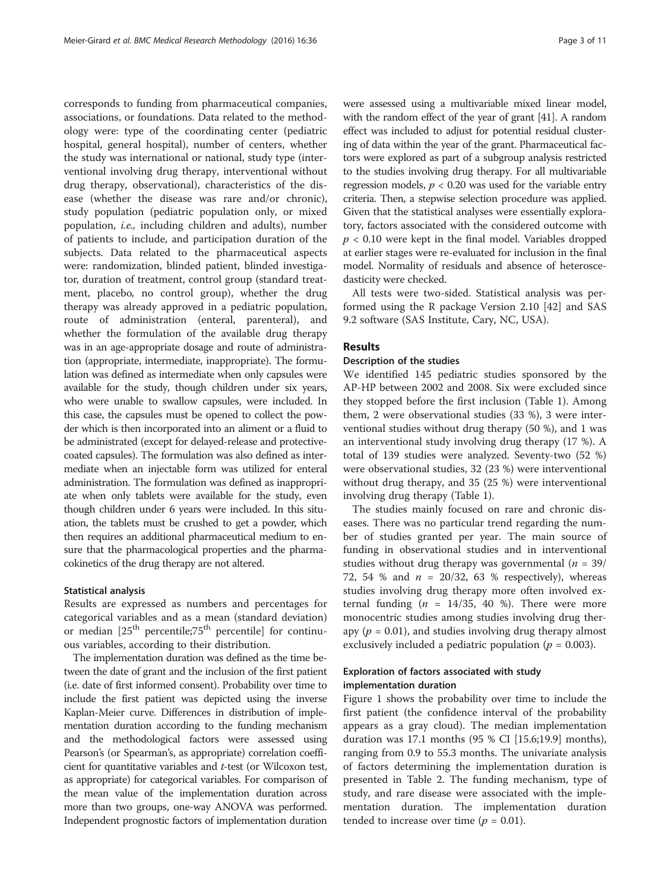corresponds to funding from pharmaceutical companies, associations, or foundations. Data related to the methodology were: type of the coordinating center (pediatric hospital, general hospital), number of centers, whether the study was international or national, study type (interventional involving drug therapy, interventional without drug therapy, observational), characteristics of the disease (whether the disease was rare and/or chronic), study population (pediatric population only, or mixed population, *i.e.,* including children and adults), number of patients to include, and participation duration of the subjects. Data related to the pharmaceutical aspects were: randomization, blinded patient, blinded investigator, duration of treatment, control group (standard treatment, placebo, no control group), whether the drug therapy was already approved in a pediatric population, route of administration (enteral, parenteral), and whether the formulation of the available drug therapy was in an age-appropriate dosage and route of administration (appropriate, intermediate, inappropriate). The formulation was defined as intermediate when only capsules were available for the study, though children under six years, who were unable to swallow capsules, were included. In this case, the capsules must be opened to collect the powder which is then incorporated into an aliment or a fluid to be administrated (except for delayed-release and protective-coated capsules). The formulation was also defined as intermediate when an injectable form was utilized for enteral administration. The formulation was defined as inappropriate when only tablets were available for the study, even though children under 6 years were included. In this situation, the tablets must be crushed to get a powder, which then requires an additional pharmaceutical medium to ensure that the pharmacological properties and the pharmacokinetics of the drug therapy are not altered.

### Statistical analysis

Results are expressed as numbers and percentages for categorical variables and as a mean (standard deviation) or median [25$^{th}$ percentile;75$^{th}$ percentile] for continuous variables, according to their distribution.

The implementation duration was defined as the time between the date of grant and the inclusion of the first patient (i.e. date of first informed consent). Probability over time to include the first patient was depicted using the inverse Kaplan-Meier curve. Differences in distribution of implementation duration according to the funding mechanism and the methodological factors were assessed using Pearson's (or Spearman's, as appropriate) correlation coefficient for quantitative variables and *t*-test (or Wilcoxon test, as appropriate) for categorical variables. For comparison of the mean value of the implementation duration across more than two groups, one-way ANOVA was performed. Independent prognostic factors of implementation duration were assessed using a multivariable mixed linear model, with the random effect of the year of grant [41]. A random effect was included to adjust for potential residual clustering of data within the year of the grant. Pharmaceutical factors were explored as part of a subgroup analysis restricted to the studies involving drug therapy. For all multivariable regression models, $p < 0.20$ was used for the variable entry criteria. Then, a stepwise selection procedure was applied. Given that the statistical analyses were essentially exploratory, factors associated with the considered outcome with $p < 0.10$ were kept in the final model. Variables dropped at earlier stages were re-evaluated for inclusion in the final model. Normality of residuals and absence of heteroscedasticity were checked.

All tests were two-sided. Statistical analysis was performed using the R package Version 2.10 [42] and SAS 9.2 software (SAS Institute, Cary, NC, USA).

## Results

### Description of the studies

We identified 145 pediatric studies sponsored by the AP-HP between 2002 and 2008. Six were excluded since they stopped before the first inclusion (Table 1). Among them, 2 were observational studies (33 %), 3 were interventional studies without drug therapy (50 %), and 1 was an interventional study involving drug therapy (17 %). A total of 139 studies were analyzed. Seventy-two (52 %) were observational studies, 32 (23 %) were interventional without drug therapy, and 35 (25 %) were interventional involving drug therapy (Table 1).

The studies mainly focused on rare and chronic diseases. There was no particular trend regarding the number of studies granted per year. The main source of funding in observational studies and in interventional studies without drug therapy was governmental ($n$ = 39/72, 54 % and $n$ = 20/32, 63 % respectively), whereas studies involving drug therapy more often involved external funding ($n$ = 14/35, 40 %). There were more monocentric studies among studies involving drug therapy ($p$ = 0.01), and studies involving drug therapy almost exclusively included a pediatric population ($p$ = 0.003).

### Exploration of factors associated with study implementation duration

Figure 1 shows the probability over time to include the first patient (the confidence interval of the probability appears as a gray cloud). The median implementation duration was 17.1 months (95 % CI [15.6;19.9] months), ranging from 0.9 to 55.3 months. The univariate analysis of factors determining the implementation duration is presented in Table 2. The funding mechanism, type of study, and rare disease were associated with the implementation duration. The implementation duration tended to increase over time ($p$ = 0.01).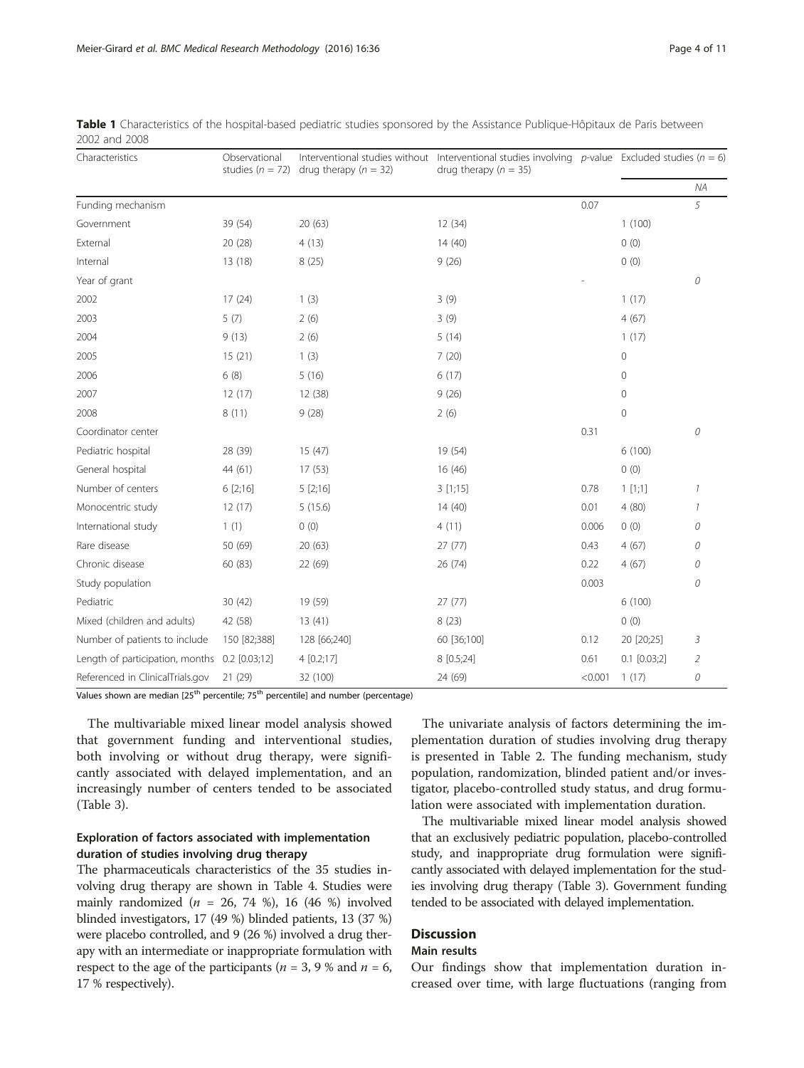**Table 1** Characteristics of the hospital-based pediatric studies sponsored by the Assistance Publique-Hôpitaux de Paris between 2002 and 2008

| Characteristics | Observational studies ($n$ = 72) | Interventional studies without drug therapy ($n$ = 32) | Interventional studies involving drug therapy ($n$ = 35) | $p$-value | Excluded studies ($n$ = 6) | |
|---|---|---|---|---|---|---|
| | | | | | | *NA* |
| Funding mechanism | | | | 0.07 | | *5* |
| Government | 39 (54) | 20 (63) | 12 (34) | | 1 (100) | |
| External | 20 (28) | 4 (13) | 14 (40) | | 0 (0) | |
| Internal | 13 (18) | 8 (25) | 9 (26) | | 0 (0) | |
| Year of grant | | | | - | | *0* |
| 2002 | 17 (24) | 1 (3) | 3 (9) | | 1 (17) | |
| 2003 | 5 (7) | 2 (6) | 3 (9) | | 4 (67) | |
| 2004 | 9 (13) | 2 (6) | 5 (14) | | 1 (17) | |
| 2005 | 15 (21) | 1 (3) | 7 (20) | | 0 | |
| 2006 | 6 (8) | 5 (16) | 6 (17) | | 0 | |
| 2007 | 12 (17) | 12 (38) | 9 (26) | | 0 | |
| 2008 | 8 (11) | 9 (28) | 2 (6) | | 0 | |
| Coordinator center | | | | 0.31 | | *0* |
| Pediatric hospital | 28 (39) | 15 (47) | 19 (54) | | 6 (100) | |
| General hospital | 44 (61) | 17 (53) | 16 (46) | | 0 (0) | |
| Number of centers | 6 [2;16] | 5 [2;16] | 3 [1;15] | 0.78 | 1 [1;1] | *1* |
| Monocentric study | 12 (17) | 5 (15.6) | 14 (40) | 0.01 | 4 (80) | *1* |
| International study | 1 (1) | 0 (0) | 4 (11) | 0.006 | 0 (0) | *0* |
| Rare disease | 50 (69) | 20 (63) | 27 (77) | 0.43 | 4 (67) | *0* |
| Chronic disease | 60 (83) | 22 (69) | 26 (74) | 0.22 | 4 (67) | *0* |
| Study population | | | | 0.003 | | *0* |
| Pediatric | 30 (42) | 19 (59) | 27 (77) | | 6 (100) | |
| Mixed (children and adults) | 42 (58) | 13 (41) | 8 (23) | | 0 (0) | |
| Number of patients to include | 150 [82;388] | 128 [66;240] | 60 [36;100] | 0.12 | 20 [20;25] | *3* |
| Length of participation, months | 0.2 [0.03;12] | 4 [0.2;17] | 8 [0.5;24] | 0.61 | 0.1 [0.03;2] | *2* |
| Referenced in ClinicalTrials.gov | 21 (29) | 32 (100) | 24 (69) | <0.001 | 1 (17) | *0* |

Values shown are median [25[th] percentile; 75[th] percentile] and number (percentage)

The multivariable mixed linear model analysis showed that government funding and interventional studies, both involving or without drug therapy, were significantly associated with delayed implementation, and an increasingly number of centers tended to be associated (Table 3).

### Exploration of factors associated with implementation duration of studies involving drug therapy

The pharmaceuticals characteristics of the 35 studies involving drug therapy are shown in Table 4. Studies were mainly randomized ($n$ = 26, 74 %), 16 (46 %) involved blinded investigators, 17 (49 %) blinded patients, 13 (37 %) were placebo controlled, and 9 (26 %) involved a drug therapy with an intermediate or inappropriate formulation with respect to the age of the participants ($n$ = 3, 9 % and $n$ = 6, 17 % respectively).

The univariate analysis of factors determining the implementation duration of studies involving drug therapy is presented in Table 2. The funding mechanism, study population, randomization, blinded patient and/or investigator, placebo-controlled study status, and drug formulation were associated with implementation duration.

The multivariable mixed linear model analysis showed that an exclusively pediatric population, placebo-controlled study, and inappropriate drug formulation were significantly associated with delayed implementation for the studies involving drug therapy (Table 3). Government funding tended to be associated with delayed implementation.

## Discussion

### Main results

Our findings show that implementation duration increased over time, with large fluctuations (ranging from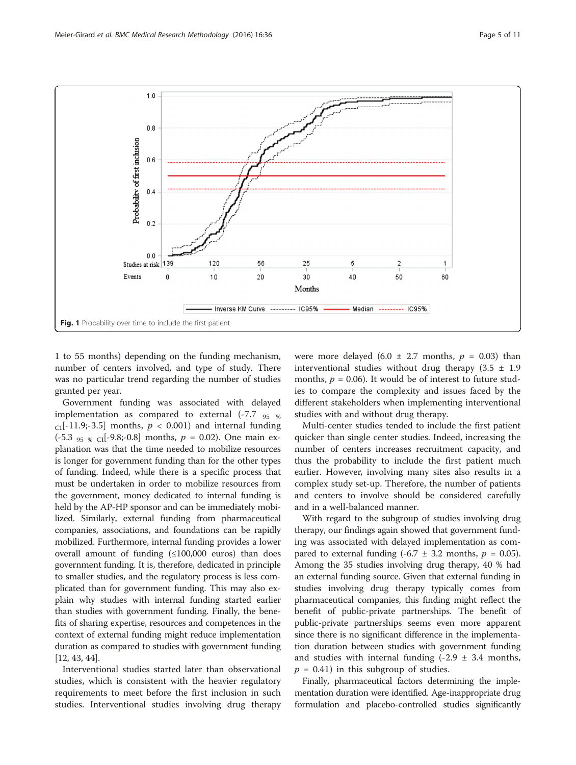Fig. 1 Probability over time to include the first patient

1 to 55 months) depending on the funding mechanism, number of centers involved, and type of study. There was no particular trend regarding the number of studies granted per year.

Government funding was associated with delayed implementation as compared to external (-7.7 $_{95\ \%\ CI}$[-11.9;-3.5] months, $p < 0.001$) and internal funding (-5.3 $_{95\ \%\ CI}$[-9.8;-0.8] months, $p = 0.02$). One main explanation was that the time needed to mobilize resources is longer for government funding than for the other types of funding. Indeed, while there is a specific process that must be undertaken in order to mobilize resources from the government, money dedicated to internal funding is held by the AP-HP sponsor and can be immediately mobilized. Similarly, external funding from pharmaceutical companies, associations, and foundations can be rapidly mobilized. Furthermore, internal funding provides a lower overall amount of funding (≤100,000 euros) than does government funding. It is, therefore, dedicated in principle to smaller studies, and the regulatory process is less complicated than for government funding. This may also explain why studies with internal funding started earlier than studies with government funding. Finally, the benefits of sharing expertise, resources and competences in the context of external funding might reduce implementation duration as compared to studies with government funding [12, 43, 44].

Interventional studies started later than observational studies, which is consistent with the heavier regulatory requirements to meet before the first inclusion in such studies. Interventional studies involving drug therapy were more delayed (6.0 ± 2.7 months, $p = 0.03$) than interventional studies without drug therapy (3.5 ± 1.9 months, $p = 0.06$). It would be of interest to future studies to compare the complexity and issues faced by the different stakeholders when implementing interventional studies with and without drug therapy.

Multi-center studies tended to include the first patient quicker than single center studies. Indeed, increasing the number of centers increases recruitment capacity, and thus the probability to include the first patient much earlier. However, involving many sites also results in a complex study set-up. Therefore, the number of patients and centers to involve should be considered carefully and in a well-balanced manner.

With regard to the subgroup of studies involving drug therapy, our findings again showed that government funding was associated with delayed implementation as compared to external funding (-6.7 ± 3.2 months, $p = 0.05$). Among the 35 studies involving drug therapy, 40 % had an external funding source. Given that external funding in studies involving drug therapy typically comes from pharmaceutical companies, this finding might reflect the benefit of public-private partnerships. The benefit of public-private partnerships seems even more apparent since there is no significant difference in the implementation duration between studies with government funding and studies with internal funding (-2.9 ± 3.4 months, $p = 0.41$) in this subgroup of studies.

Finally, pharmaceutical factors determining the implementation duration were identified. Age-inappropriate drug formulation and placebo-controlled studies significantly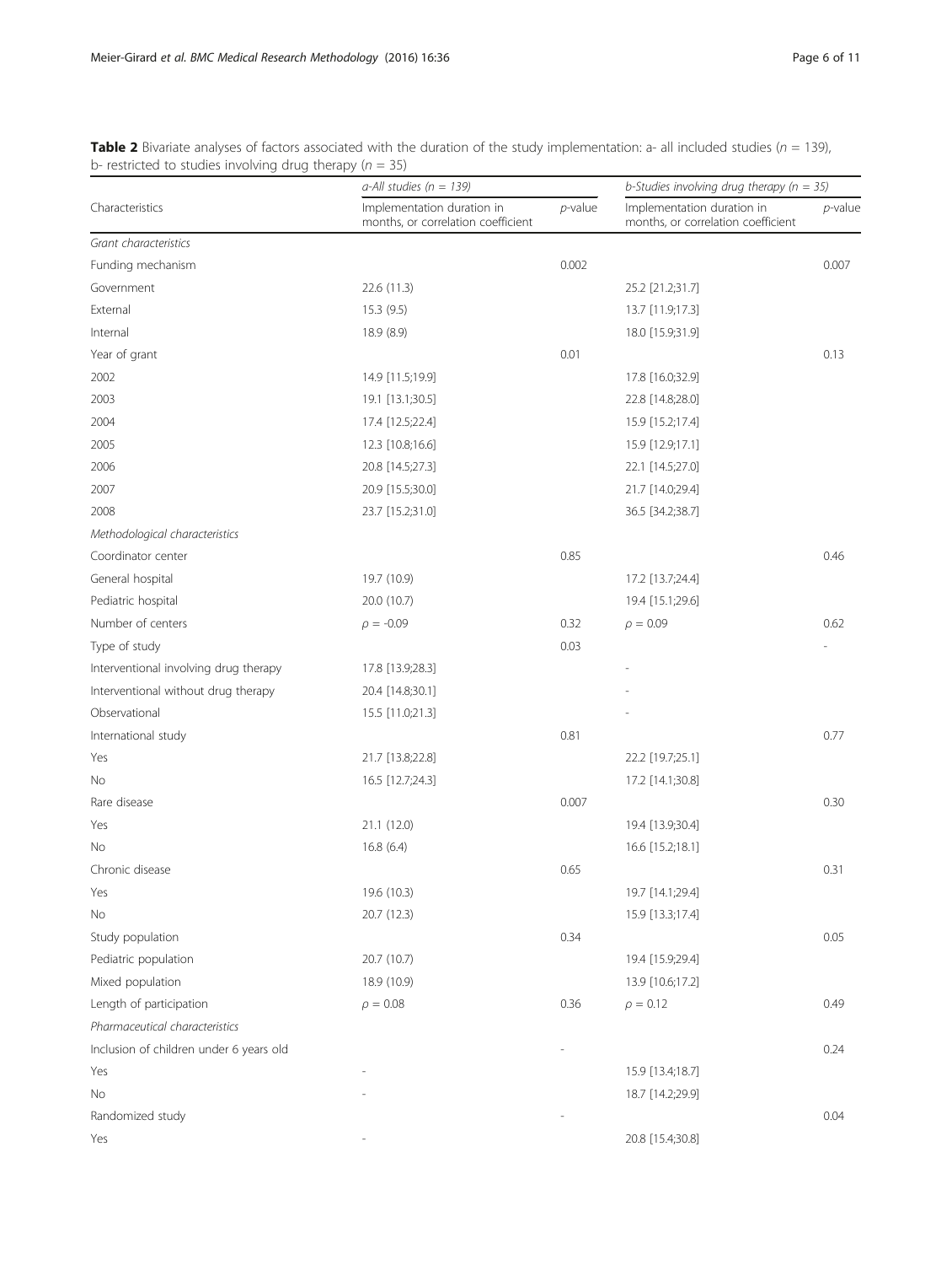**Table 2** Bivariate analyses of factors associated with the duration of the study implementation: a- all included studies ($n$ = 139), b- restricted to studies involving drug therapy ($n$ = 35)

| Characteristics | *a-All studies (n = 139)* | | *b-Studies involving drug therapy (n = 35)* | |
|---|---|---|---|---|
| | Implementation duration in months, or correlation coefficient | *p*-value | Implementation duration in months, or correlation coefficient | *p*-value |
| *Grant characteristics* | | | | |
| Funding mechanism | | 0.002 | | 0.007 |
| Government | 22.6 (11.3) | | 25.2 [21.2;31.7] | |
| External | 15.3 (9.5) | | 13.7 [11.9;17.3] | |
| Internal | 18.9 (8.9) | | 18.0 [15.9;31.9] | |
| Year of grant | | 0.01 | | 0.13 |
| 2002 | 14.9 [11.5;19.9] | | 17.8 [16.0;32.9] | |
| 2003 | 19.1 [13.1;30.5] | | 22.8 [14.8;28.0] | |
| 2004 | 17.4 [12.5;22.4] | | 15.9 [15.2;17.4] | |
| 2005 | 12.3 [10.8;16.6] | | 15.9 [12.9;17.1] | |
| 2006 | 20.8 [14.5;27.3] | | 22.1 [14.5;27.0] | |
| 2007 | 20.9 [15.5;30.0] | | 21.7 [14.0;29.4] | |
| 2008 | 23.7 [15.2;31.0] | | 36.5 [34.2;38.7] | |
| *Methodological characteristics* | | | | |
| Coordinator center | | 0.85 | | 0.46 |
| General hospital | 19.7 (10.9) | | 17.2 [13.7;24.4] | |
| Pediatric hospital | 20.0 (10.7) | | 19.4 [15.1;29.6] | |
| Number of centers | $\rho$ = -0.09 | 0.32 | $\rho$ = 0.09 | 0.62 |
| Type of study | | 0.03 | | - |
| Interventional involving drug therapy | 17.8 [13.9;28.3] | | - | |
| Interventional without drug therapy | 20.4 [14.8;30.1] | | - | |
| Observational | 15.5 [11.0;21.3] | | - | |
| International study | | 0.81 | | 0.77 |
| Yes | 21.7 [13.8;22.8] | | 22.2 [19.7;25.1] | |
| No | 16.5 [12.7;24.3] | | 17.2 [14.1;30.8] | |
| Rare disease | | 0.007 | | 0.30 |
| Yes | 21.1 (12.0) | | 19.4 [13.9;30.4] | |
| No | 16.8 (6.4) | | 16.6 [15.2;18.1] | |
| Chronic disease | | 0.65 | | 0.31 |
| Yes | 19.6 (10.3) | | 19.7 [14.1;29.4] | |
| No | 20.7 (12.3) | | 15.9 [13.3;17.4] | |
| Study population | | 0.34 | | 0.05 |
| Pediatric population | 20.7 (10.7) | | 19.4 [15.9;29.4] | |
| Mixed population | 18.9 (10.9) | | 13.9 [10.6;17.2] | |
| Length of participation | $\rho$ = 0.08 | 0.36 | $\rho$ = 0.12 | 0.49 |
| *Pharmaceutical characteristics* | | | | |
| Inclusion of children under 6 years old | | - | | 0.24 |
| Yes | - | | 15.9 [13.4;18.7] | |
| No | - | | 18.7 [14.2;29.9] | |
| Randomized study | | - | | 0.04 |
| Yes | - | | 20.8 [15.4;30.8] | |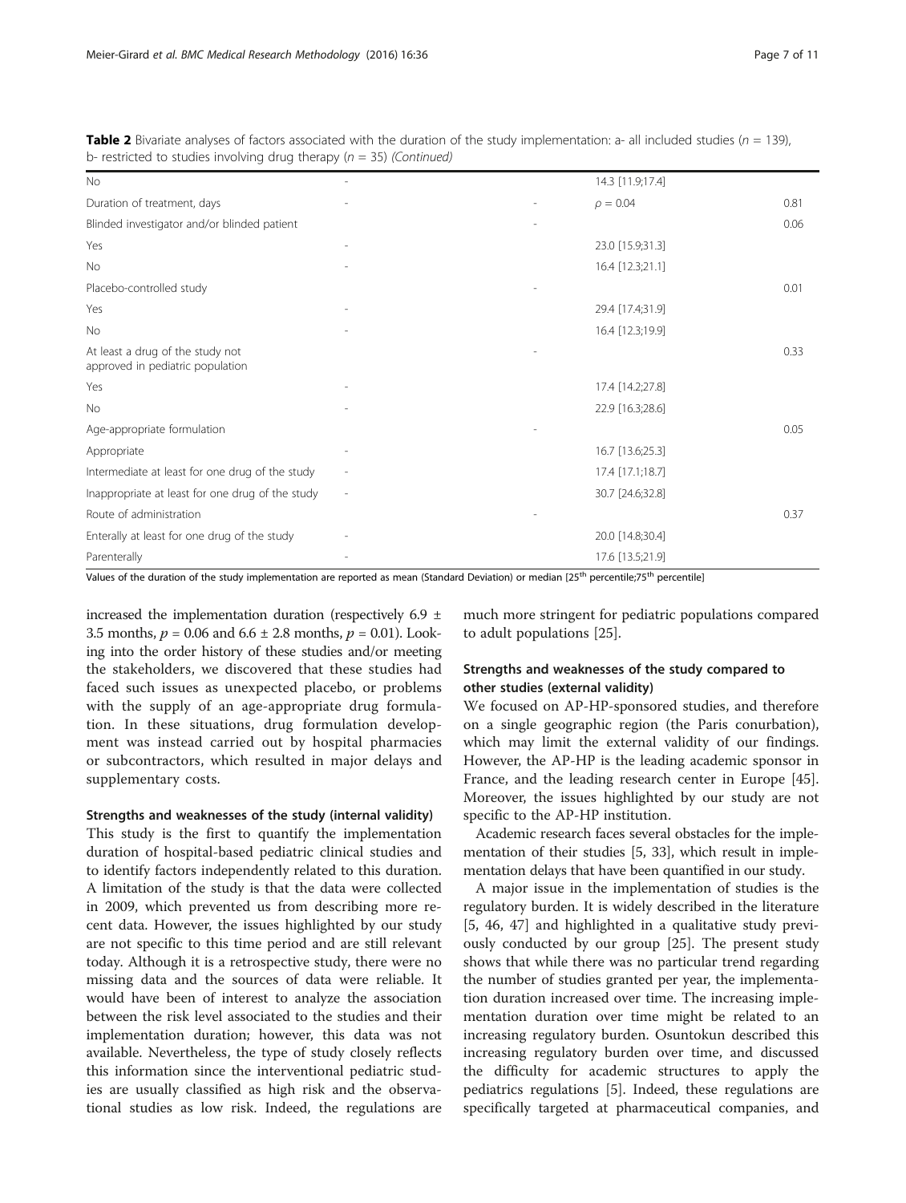**Table 2** Bivariate analyses of factors associated with the duration of the study implementation: a- all included studies ($n = 139$), b- restricted to studies involving drug therapy ($n = 35$) *(Continued)*

| | | | | |
|---|---|---|---|---|
| No | - | | 14.3 [11.9;17.4] | |
| Duration of treatment, days | - | - | $\rho = 0.04$ | 0.81 |
| Blinded investigator and/or blinded patient | | - | | 0.06 |
| Yes | - | | 23.0 [15.9;31.3] | |
| No | - | | 16.4 [12.3;21.1] | |
| Placebo-controlled study | | - | | 0.01 |
| Yes | - | | 29.4 [17.4;31.9] | |
| No | - | | 16.4 [12.3;19.9] | |
| At least a drug of the study not approved in pediatric population | | - | | 0.33 |
| Yes | - | | 17.4 [14.2;27.8] | |
| No | - | | 22.9 [16.3;28.6] | |
| Age-appropriate formulation | | - | | 0.05 |
| Appropriate | - | | 16.7 [13.6;25.3] | |
| Intermediate at least for one drug of the study | - | | 17.4 [17.1;18.7] | |
| Inappropriate at least for one drug of the study | - | | 30.7 [24.6;32.8] | |
| Route of administration | | - | | 0.37 |
| Enterally at least for one drug of the study | - | | 20.0 [14.8;30.4] | |
| Parenterally | - | | 17.6 [13.5;21.9] | |

Values of the duration of the study implementation are reported as mean (Standard Deviation) or median [25th percentile;75th percentile]

increased the implementation duration (respectively 6.9 ± 3.5 months, $p = 0.06$ and 6.6 ± 2.8 months, $p = 0.01$). Looking into the order history of these studies and/or meeting the stakeholders, we discovered that these studies had faced such issues as unexpected placebo, or problems with the supply of an age-appropriate drug formulation. In these situations, drug formulation development was instead carried out by hospital pharmacies or subcontractors, which resulted in major delays and supplementary costs.

#### Strengths and weaknesses of the study (internal validity)

This study is the first to quantify the implementation duration of hospital-based pediatric clinical studies and to identify factors independently related to this duration. A limitation of the study is that the data were collected in 2009, which prevented us from describing more recent data. However, the issues highlighted by our study are not specific to this time period and are still relevant today. Although it is a retrospective study, there were no missing data and the sources of data were reliable. It would have been of interest to analyze the association between the risk level associated to the studies and their implementation duration; however, this data was not available. Nevertheless, the type of study closely reflects this information since the interventional pediatric studies are usually classified as high risk and the observational studies as low risk. Indeed, the regulations are much more stringent for pediatric populations compared to adult populations [25].

#### Strengths and weaknesses of the study compared to other studies (external validity)

We focused on AP-HP-sponsored studies, and therefore on a single geographic region (the Paris conurbation), which may limit the external validity of our findings. However, the AP-HP is the leading academic sponsor in France, and the leading research center in Europe [45]. Moreover, the issues highlighted by our study are not specific to the AP-HP institution.

Academic research faces several obstacles for the implementation of their studies [5, 33], which result in implementation delays that have been quantified in our study.

A major issue in the implementation of studies is the regulatory burden. It is widely described in the literature [5, 46, 47] and highlighted in a qualitative study previously conducted by our group [25]. The present study shows that while there was no particular trend regarding the number of studies granted per year, the implementation duration increased over time. The increasing implementation duration over time might be related to an increasing regulatory burden. Osuntokun described this increasing regulatory burden over time, and discussed the difficulty for academic structures to apply the pediatrics regulations [5]. Indeed, these regulations are specifically targeted at pharmaceutical companies, and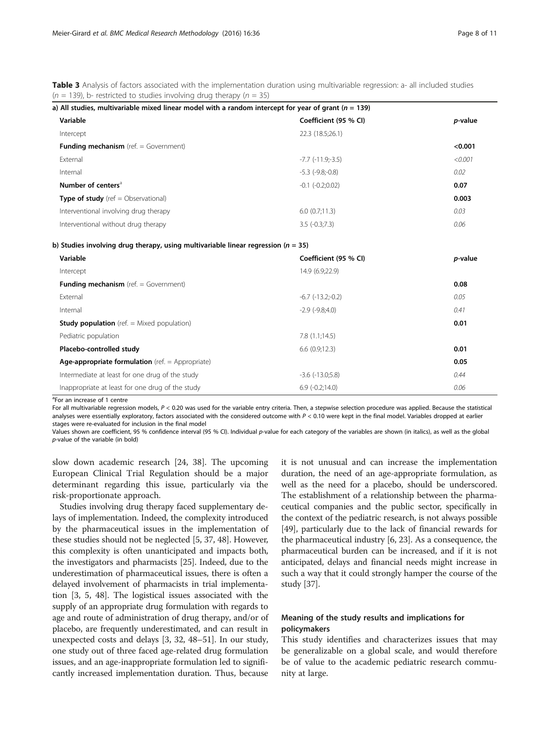**Table 3** Analysis of factors associated with the implementation duration using multivariable regression: a- all included studies ($n = 139$), b- restricted to studies involving drug therapy ($n = 35$)

**a) All studies, multivariable mixed linear model with a random intercept for year of grant ($n = 139$)**

| Variable | Coefficient (95 % CI) | *p*-value |
|---|---|---|
| Intercept | 22.3 (18.5;26.1) | |
| **Funding mechanism** (ref. = Government) | | **<0.001** |
| External | -7.7 (-11.9;-3.5) | *<0.001* |
| Internal | -5.3 (-9.8;-0.8) | *0.02* |
| **Number of centers**[a] | -0.1 (-0.2;0.02) | **0.07** |
| **Type of study** (ref = Observational) | | **0.003** |
| Interventional involving drug therapy | 6.0 (0.7;11.3) | *0.03* |
| Interventional without drug therapy | 3.5 (-0.3;7.3) | *0.06* |

**b) Studies involving drug therapy, using multivariable linear regression ($n = 35$)**

| Variable | Coefficient (95 % CI) | *p*-value |
|---|---|---|
| Intercept | 14.9 (6.9;22.9) | |
| **Funding mechanism** (ref. = Government) | | **0.08** |
| External | -6.7 (-13.2;-0.2) | *0.05* |
| Internal | -2.9 (-9.8;4.0) | *0.41* |
| **Study population** (ref. = Mixed population) | | **0.01** |
| Pediatric population | 7.8 (1.1;14.5) | |
| **Placebo-controlled study** | 6.6 (0.9;12.3) | **0.01** |
| **Age-appropriate formulation** (ref. = Appropriate) | | **0.05** |
| Intermediate at least for one drug of the study | -3.6 (-13.0;5.8) | *0.44* |
| Inappropriate at least for one drug of the study | 6.9 (-0.2;14.0) | *0.06* |

[a]For an increase of 1 centre

For all multivariable regression models, $P < 0.20$ was used for the variable entry criteria. Then, a stepwise selection procedure was applied. Because the statistical analyses were essentially exploratory, factors associated with the considered outcome with $P < 0.10$ were kept in the final model. Variables dropped at earlier stages were re-evaluated for inclusion in the final model

Values shown are coefficient, 95 % confidence interval (95 % CI). Individual *p*-value for each category of the variables are shown (in italics), as well as the global *p*-value of the variable (in bold)

slow down academic research [24, 38]. The upcoming European Clinical Trial Regulation should be a major determinant regarding this issue, particularly via the risk-proportionate approach.

Studies involving drug therapy faced supplementary delays of implementation. Indeed, the complexity introduced by the pharmaceutical issues in the implementation of these studies should not be neglected [5, 37, 48]. However, this complexity is often unanticipated and impacts both, the investigators and pharmacists [25]. Indeed, due to the underestimation of pharmaceutical issues, there is often a delayed involvement of pharmacists in trial implementation [3, 5, 48]. The logistical issues associated with the supply of an appropriate drug formulation with regards to age and route of administration of drug therapy, and/or of placebo, are frequently underestimated, and can result in unexpected costs and delays [3, 32, 48–51]. In our study, one study out of three faced age-related drug formulation issues, and an age-inappropriate formulation led to significantly increased implementation duration. Thus, because it is not unusual and can increase the implementation duration, the need of an age-appropriate formulation, as well as the need for a placebo, should be underscored. The establishment of a relationship between the pharmaceutical companies and the public sector, specifically in the context of the pediatric research, is not always possible [49], particularly due to the lack of financial rewards for the pharmaceutical industry [6, 23]. As a consequence, the pharmaceutical burden can be increased, and if it is not anticipated, delays and financial needs might increase in such a way that it could strongly hamper the course of the study [37].

### Meaning of the study results and implications for policymakers

This study identifies and characterizes issues that may be generalizable on a global scale, and would therefore be of value to the academic pediatric research community at large.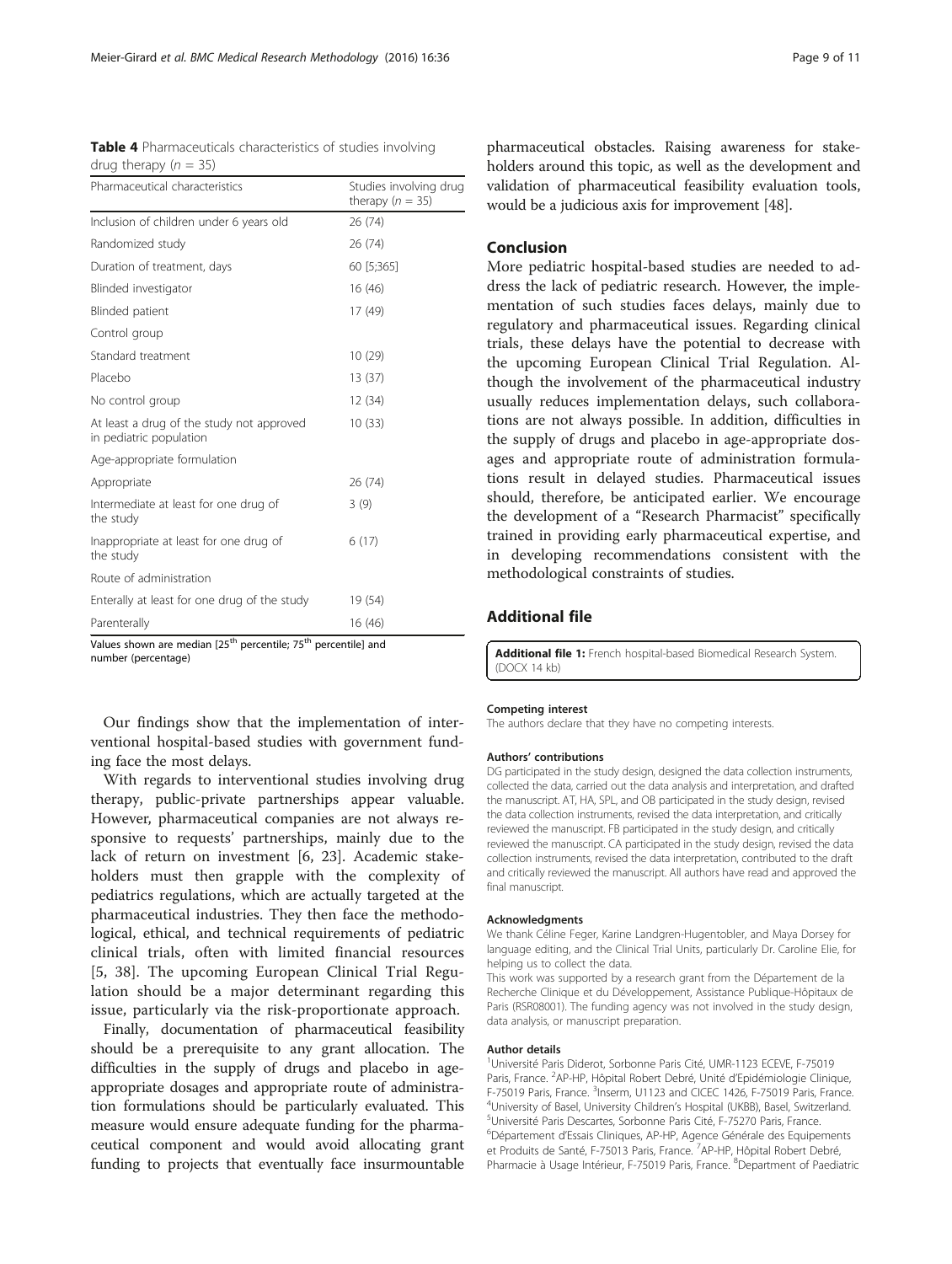**Table 4** Pharmaceuticals characteristics of studies involving drug therapy ($n$ = 35)

| Pharmaceutical characteristics | Studies involving drug therapy ($n$ = 35) |
|---|---|
| Inclusion of children under 6 years old | 26 (74) |
| Randomized study | 26 (74) |
| Duration of treatment, days | 60 [5;365] |
| Blinded investigator | 16 (46) |
| Blinded patient | 17 (49) |
| Control group | |
| Standard treatment | 10 (29) |
| Placebo | 13 (37) |
| No control group | 12 (34) |
| At least a drug of the study not approved in pediatric population | 10 (33) |
| Age-appropriate formulation | |
| Appropriate | 26 (74) |
| Intermediate at least for one drug of the study | 3 (9) |
| Inappropriate at least for one drug of the study | 6 (17) |
| Route of administration | |
| Enterally at least for one drug of the study | 19 (54) |
| Parenterally | 16 (46) |

Values shown are median [25th percentile; 75th percentile] and number (percentage)

Our findings show that the implementation of interventional hospital-based studies with government funding face the most delays.

With regards to interventional studies involving drug therapy, public-private partnerships appear valuable. However, pharmaceutical companies are not always responsive to requests' partnerships, mainly due to the lack of return on investment [6, 23]. Academic stakeholders must then grapple with the complexity of pediatrics regulations, which are actually targeted at the pharmaceutical industries. They then face the methodological, ethical, and technical requirements of pediatric clinical trials, often with limited financial resources [5, 38]. The upcoming European Clinical Trial Regulation should be a major determinant regarding this issue, particularly via the risk-proportionate approach.

Finally, documentation of pharmaceutical feasibility should be a prerequisite to any grant allocation. The difficulties in the supply of drugs and placebo in age-appropriate dosages and appropriate route of administration formulations should be particularly evaluated. This measure would ensure adequate funding for the pharmaceutical component and would avoid allocating grant funding to projects that eventually face insurmountable pharmaceutical obstacles. Raising awareness for stakeholders around this topic, as well as the development and validation of pharmaceutical feasibility evaluation tools, would be a judicious axis for improvement [48].

## Conclusion

More pediatric hospital-based studies are needed to address the lack of pediatric research. However, the implementation of such studies faces delays, mainly due to regulatory and pharmaceutical issues. Regarding clinical trials, these delays have the potential to decrease with the upcoming European Clinical Trial Regulation. Although the involvement of the pharmaceutical industry usually reduces implementation delays, such collaborations are not always possible. In addition, difficulties in the supply of drugs and placebo in age-appropriate dosages and appropriate route of administration formulations result in delayed studies. Pharmaceutical issues should, therefore, be anticipated earlier. We encourage the development of a "Research Pharmacist" specifically trained in providing early pharmaceutical expertise, and in developing recommendations consistent with the methodological constraints of studies.

## Additional file

**Additional file 1:** French hospital-based Biomedical Research System. (DOCX 14 kb)

#### Competing interest

The authors declare that they have no competing interests.

#### Authors' contributions

DG participated in the study design, designed the data collection instruments, collected the data, carried out the data analysis and interpretation, and drafted the manuscript. AT, HA, SPL, and OB participated in the study design, revised the data collection instruments, revised the data interpretation, and critically reviewed the manuscript. FB participated in the study design, and critically reviewed the manuscript. CA participated in the study design, revised the data collection instruments, revised the data interpretation, contributed to the draft and critically reviewed the manuscript. All authors have read and approved the final manuscript.

#### Acknowledgments

We thank Céline Feger, Karine Landgren-Hugentobler, and Maya Dorsey for language editing, and the Clinical Trial Units, particularly Dr. Caroline Elie, for helping us to collect the data.

This work was supported by a research grant from the Département de la Recherche Clinique et du Développement, Assistance Publique-Hôpitaux de Paris (RSR08001). The funding agency was not involved in the study design, data analysis, or manuscript preparation.

#### Author details

[1]Université Paris Diderot, Sorbonne Paris Cité, UMR-1123 ECEVE, F-75019 Paris, France. [2]AP-HP, Hôpital Robert Debré, Unité d'Epidémiologie Clinique, F-75019 Paris, France. [3]Inserm, U1123 and CICEC 1426, F-75019 Paris, France. [4]University of Basel, University Children's Hospital (UKBB), Basel, Switzerland. [5]Université Paris Descartes, Sorbonne Paris Cité, F-75270 Paris, France. [6]Département d'Essais Cliniques, AP-HP, Agence Générale des Equipements et Produits de Santé, F-75013 Paris, France. [7]AP-HP, Hôpital Robert Debré, Pharmacie à Usage Intérieur, F-75019 Paris, France. [8]Department of Paediatric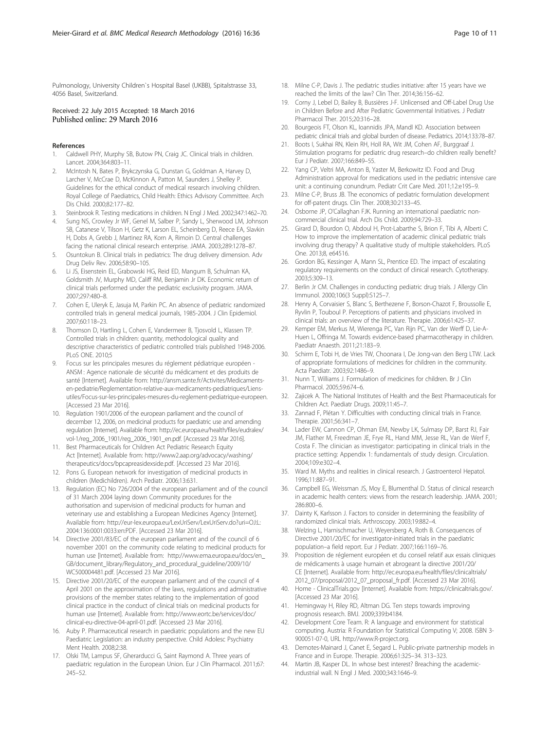Pulmonology, University Children`s Hospital Basel (UKBB), Spitalstrasse 33, 4056 Basel, Switzerland.

Received: 22 July 2015 Accepted: 18 March 2016
Published online: 29 March 2016

## References

1. Caldwell PHY, Murphy SB, Butow PN, Craig JC. Clinical trials in children. Lancet. 2004;364:803–11.
2. McIntosh N, Bates P, Brykczynska G, Dunstan G, Goldman A, Harvey D, Larcher V, McCrae D, McKinnon A, Patton M, Saunders J, Shelley P. Guidelines for the ethical conduct of medical research involving children. Royal College of Paediatrics, Child Health: Ethics Advisory Committee. Arch Dis Child. 2000;82:177–82.
3. Steinbrook R. Testing medications in children. N Engl J Med. 2002;347:1462–70.
4. Sung NS, Crowley Jr WF, Genel M, Salber P, Sandy L, Sherwood LM, Johnson SB, Catanese V, Tilson H, Getz K, Larson EL, Scheinberg D, Reece EA, Slavkin H, Dobs A, Grebb J, Martinez RA, Korn A, Rimoin D. Central challenges facing the national clinical research enterprise. JAMA. 2003;289:1278–87.
5. Osuntokun B. Clinical trials in pediatrics: The drug delivery dimension. Adv Drug Deliv Rev. 2006;58:90–105.
6. Li JS, Eisenstein EL, Grabowski HG, Reid ED, Mangum B, Schulman KA, Goldsmith JV, Murphy MD, Califf RM, Benjamin Jr DK. Economic return of clinical trials performed under the pediatric exclusivity program. JAMA. 2007;297:480–8.
7. Cohen E, Uleryk E, Jasuja M, Parkin PC. An absence of pediatric randomized controlled trials in general medical journals, 1985-2004. J Clin Epidemiol. 2007;60:118–23.
8. Thomson D, Hartling L, Cohen E, Vandermeer B, Tjosvold L, Klassen TP. Controlled trials in children: quantity, methodological quality and descriptive characteristics of pediatric controlled trials published 1948-2006. PLoS ONE. 2010;5
9. Focus sur les principales mesures du réglement pédiatrique européen - ANSM : Agence nationale de sécurité du médicament et des produits de santé [Internet]. Available from: http://ansm.sante.fr/Activites/Medicaments-en-pediatrie/Reglementation-relative-aux-medicaments-pediatriques/Liens-utiles/Focus-sur-les-principales-mesures-du-reglement-pediatrique-europeen. [Accessed 23 Mar 2016].
10. Regulation 1901/2006 of the european parliament and the council of december 12, 2006, on medicinal products for paediatric use and amending regulation [Internet]. Available from: http://ec.europa.eu/health/files/eudralex/vol-1/reg_2006_1901/reg_2006_1901_en.pdf. [Accessed 23 Mar 2016].
11. Best Pharmaceuticals for Children Act Pediatric Research Equity Act [Internet]. Available from: http://www2.aap.org/advocacy/washing/therapeutics/docs/bpcapreasidexside.pdf. [Accessed 23 Mar 2016].
12. Pons G. European network for investigation of medicinal products in children (Medichildren). Arch Pediatr. 2006;13:631.
13. Regulation (EC) No 726/2004 of the european parliament and of the council of 31 March 2004 laying down Community procedures for the authorisation and supervision of medicinal products for human and veterinary use and establishing a European Medicines Agency [Internet]. Available from: http://eur-lex.europa.eu/LexUriServ/LexUriServ.do?uri=OJ:L:2004:136:0001:0033:en:PDF. [Accessed 23 Mar 2016].
14. Directive 2001/83/EC of the european parliament and of the council of 6 november 2001 on the community code relating to medicinal products for human use [Internet]. Available from: http://www.ema.europa.eu/docs/en_GB/document_library/Regulatory_and_procedural_guideline/2009/10/WC500004481.pdf. [Accessed 23 Mar 2016].
15. Directive 2001/20/EC of the european parliament and of the council of 4 April 2001 on the approximation of the laws, regulations and administrative provisions of the member states relating to the implementation of good clinical practice in the conduct of clinical trials on medicinal products for human use [Internet]. Available from: http://www.eortc.be/services/doc/clinical-eu-directive-04-april-01.pdf. [Accessed 23 Mar 2016].
16. Auby P. Pharmaceutical research in paediatric populations and the new EU Paediatric Legislation: an industry perspective. Child Adolesc Psychiatry Ment Health. 2008;2:38.
17. Olski TM, Lampus SF, Gherarducci G, Saint Raymond A. Three years of paediatric regulation in the European Union. Eur J Clin Pharmacol. 2011;67:245–52.
18. Milne C-P, Davis J. The pediatric studies initiative: after 15 years have we reached the limits of the law? Clin Ther. 2014;36:156–62.
19. Corny J, Lebel D, Bailey B, Bussières J-F. Unlicensed and Off-Label Drug Use in Children Before and After Pediatric Governmental Initiatives. J Pediatr Pharmacol Ther. 2015;20:316–28.
20. Bourgeois FT, Olson KL, Ioannidis JPA, Mandl KD. Association between pediatric clinical trials and global burden of disease. Pediatrics. 2014;133:78–87.
21. Boots I, Sukhai RN, Klein RH, Holl RA, Wit JM, Cohen AF, Burggraaf J. Stimulation programs for pediatric drug research–do children really benefit? Eur J Pediatr. 2007;166:849–55.
22. Yang CP, Veltri MA, Anton B, Yaster M, Berkowitz ID. Food and Drug Administration approval for medications used in the pediatric intensive care unit: a continuing conundrum. Pediatr Crit Care Med. 2011;12:e195–9.
23. Milne C-P, Bruss JB. The economics of pediatric formulation development for off-patent drugs. Clin Ther. 2008;30:2133–45.
24. Osborne JP, O'Callaghan FJK. Running an international paediatric non-commercial clinical trial. Arch Dis Child. 2009;94:729–33.
25. Girard D, Bourdon O, Abdoul H, Prot-Labarthe S, Brion F, Tibi A, Alberti C. How to improve the implementation of academic clinical pediatric trials involving drug therapy? A qualitative study of multiple stakeholders. PLoS One. 2013;8, e64516.
26. Gordon BG, Kessinger A, Mann SL, Prentice ED. The impact of escalating regulatory requirements on the conduct of clinical research. Cytotherapy. 2003;5:309–13.
27. Berlin Jr CM. Challenges in conducting pediatric drug trials. J Allergy Clin Immunol. 2000;106(3 Suppl):S125–7.
28. Henry A, Corvaisier S, Blanc S, Berthezene F, Borson-Chazot F, Broussolle E, Ryvlin P, Touboul P. Perceptions of patients and physicians involved in clinical trials: an overview of the literature. Therapie. 2006;61:425–37.
29. Kemper EM, Merkus M, Wierenga PC, Van Rijn PC, Van der Werff D, Lie-A-Huen L, Offringa M. Towards evidence-based pharmacotherapy in children. Paediatr Anaesth. 2011;21:183–9.
30. Schirm E, Tobi H, de Vries TW, Choonara I, De Jong-van den Berg LTW. Lack of appropriate formulations of medicines for children in the community. Acta Paediatr. 2003;92:1486–9.
31. Nunn T, Williams J. Formulation of medicines for children. Br J Clin Pharmacol. 2005;59:674–6.
32. Zajicek A. The National Institutes of Health and the Best Pharmaceuticals for Children Act. Paediatr Drugs. 2009;11:45–7.
33. Zannad F, Plétan Y. Difficulties with conducting clinical trials in France. Therapie. 2001;56:341–7.
34. Lader EW, Cannon CP, Ohman EM, Newby LK, Sulmasy DP, Barst RJ, Fair JM, Flather M, Freedman JE, Frye RL, Hand MM, Jesse RL, Van de Werf F, Costa F. The clinician as investigator: participating in clinical trials in the practice setting: Appendix 1: fundamentals of study design. Circulation. 2004;109:e302–4.
35. Ward M. Myths and realities in clinical research. J Gastroenterol Hepatol. 1996;11:887–91.
36. Campbell EG, Weissman JS, Moy E, Blumenthal D. Status of clinical research in academic health centers: views from the research leadership. JAMA. 2001;286:800–6.
37. Dainty K, Karlsson J. Factors to consider in determining the feasibility of randomized clinical trials. Arthroscopy. 2003;19:882–4.
38. Welzing L, Harnischmacher U, Weyersberg A, Roth B. Consequences of Directive 2001/20/EC for investigator-initiated trials in the paediatric population–a field report. Eur J Pediatr. 2007;166:1169–76.
39. Proposition de réglement européen et du conseil relatif aux essais cliniques de médicaments à usage humain et abrogeant la directive 2001/20/CE [Internet]. Available from: http://ec.europa.eu/health/files/clinicaltrials/2012_07/proposal/2012_07_proposal_fr.pdf. [Accessed 23 Mar 2016].
40. Home - ClinicalTrials.gov [Internet]. Available from: https://clinicaltrials.gov/. [Accessed 23 Mar 2016].
41. Hemingway H, Riley RD, Altman DG. Ten steps towards improving prognosis research. BMJ. 2009;339:b4184.
42. Development Core Team. R: A language and environment for statistical computing. Austria: R Foundation for Statistical Computing V; 2008. ISBN 3-900051-07-0, URL http://www.R-project.org.
43. Demotes-Mainard J, Canet E, Segard L. Public-private partnership models in France and in Europe. Therapie. 2006;61:325–34. 313–323.
44. Martin JB, Kasper DL. In whose best interest? Breaching the academic-industrial wall. N Engl J Med. 2000;343:1646–9.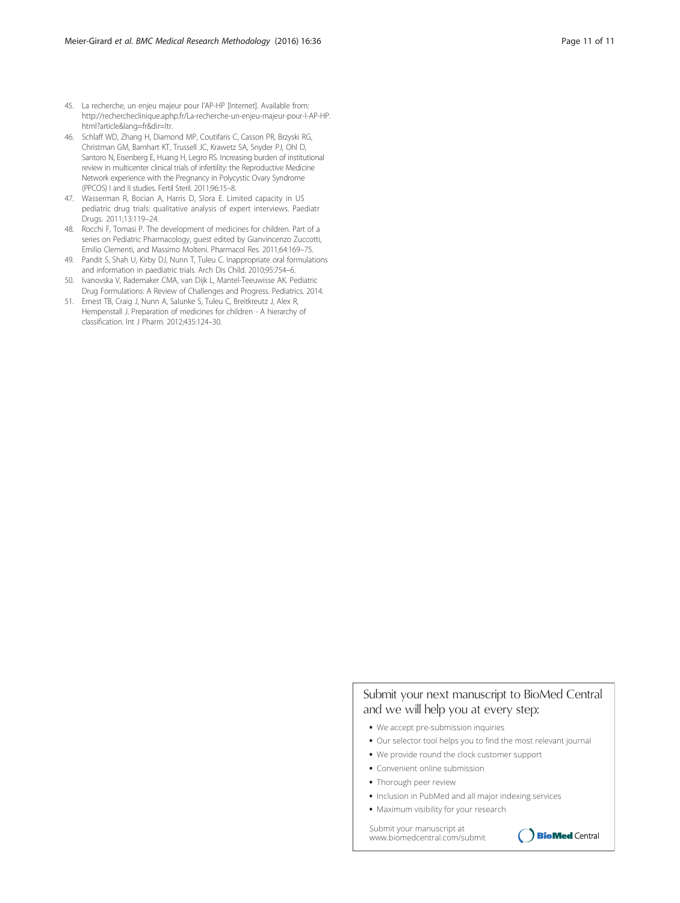45. La recherche, un enjeu majeur pour l'AP-HP [Internet]. Available from: http://rechercheclinique.aphp.fr/La-recherche-un-enjeu-majeur-pour-l-AP-HP.html?article&lang=fr&dir=ltr.
46. Schlaff WD, Zhang H, Diamond MP, Coutifaris C, Casson PR, Brzyski RG, Christman GM, Barnhart KT, Trussell JC, Krawetz SA, Snyder PJ, Ohl D, Santoro N, Eisenberg E, Huang H, Legro RS. Increasing burden of institutional review in multicenter clinical trials of infertility: the Reproductive Medicine Network experience with the Pregnancy in Polycystic Ovary Syndrome (PPCOS) I and II studies. Fertil Steril. 2011;96:15–8.
47. Wasserman R, Bocian A, Harris D, Slora E. Limited capacity in US pediatric drug trials: qualitative analysis of expert interviews. Paediatr Drugs. 2011;13:119–24.
48. Rocchi F, Tomasi P. The development of medicines for children. Part of a series on Pediatric Pharmacology, guest edited by Gianvincenzo Zuccotti, Emilio Clementi, and Massimo Molteni. Pharmacol Res. 2011;64:169–75.
49. Pandit S, Shah U, Kirby DJ, Nunn T, Tuleu C. Inappropriate oral formulations and information in paediatric trials. Arch Dis Child. 2010;95:754–6.
50. Ivanovska V, Rademaker CMA, van Dijk L, Mantel-Teeuwisse AK. Pediatric Drug Formulations: A Review of Challenges and Progress. Pediatrics. 2014.
51. Ernest TB, Craig J, Nunn A, Salunke S, Tuleu C, Breitkreutz J, Alex R, Hempenstall J. Preparation of medicines for children - A hierarchy of classification. Int J Pharm. 2012;435:124–30.

Submit your next manuscript to BioMed Central and we will help you at every step:

- We accept pre-submission inquiries
- Our selector tool helps you to find the most relevant journal
- We provide round the clock customer support
- Convenient online submission
- Thorough peer review
- Inclusion in PubMed and all major indexing services
- Maximum visibility for your research

Submit your manuscript at www.biomedcentral.com/submit

BioMed Central